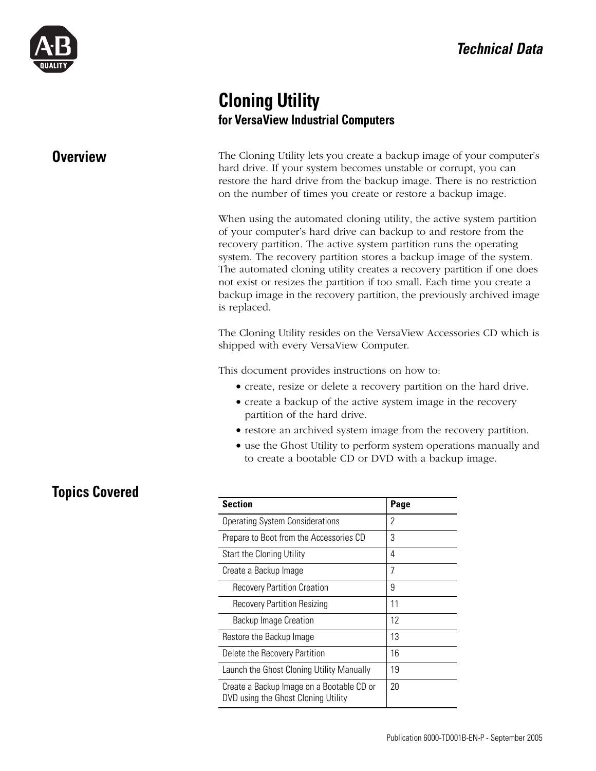*Technical Data*

# Cloning Utility

## for VersaView Industrial Computers

## Overview

The Cloning Utility lets you create a backup image of your computer's hard drive. If your system becomes unstable or corrupt, you can restore the hard drive from the backup image. There is no restriction on the number of times you create or restore a backup image.

When using the automated cloning utility, the active system partition of your computer's hard drive can backup to and restore from the recovery partition. The active system partition runs the operating system. The recovery partition stores a backup image of the system. The automated cloning utility creates a recovery partition if one does not exist or resizes the partition if too small. Each time you create a backup image in the recovery partition, the previously archived image is replaced.

The Cloning Utility resides on the VersaView Accessories CD which is shipped with every VersaView Computer.

This document provides instructions on how to:

- create, resize or delete a recovery partition on the hard drive.
- create a backup of the active system image in the recovery partition of the hard drive.
- restore an archived system image from the recovery partition.
- use the Ghost Utility to perform system operations manually and to create a bootable CD or DVD with a backup image.

## Topics Covered

| Section | Page |
|---|---|
| Operating System Considerations | 2 |
| Prepare to Boot from the Accessories CD | 3 |
| Start the Cloning Utility | 4 |
| Create a Backup Image | 7 |
| Recovery Partition Creation | 9 |
| Recovery Partition Resizing | 11 |
| Backup Image Creation | 12 |
| Restore the Backup Image | 13 |
| Delete the Recovery Partition | 16 |
| Launch the Ghost Cloning Utility Manually | 19 |
| Create a Backup Image on a Bootable CD or DVD using the Ghost Cloning Utility | 20 |

Publication 6000-TD001B-EN-P - September 2005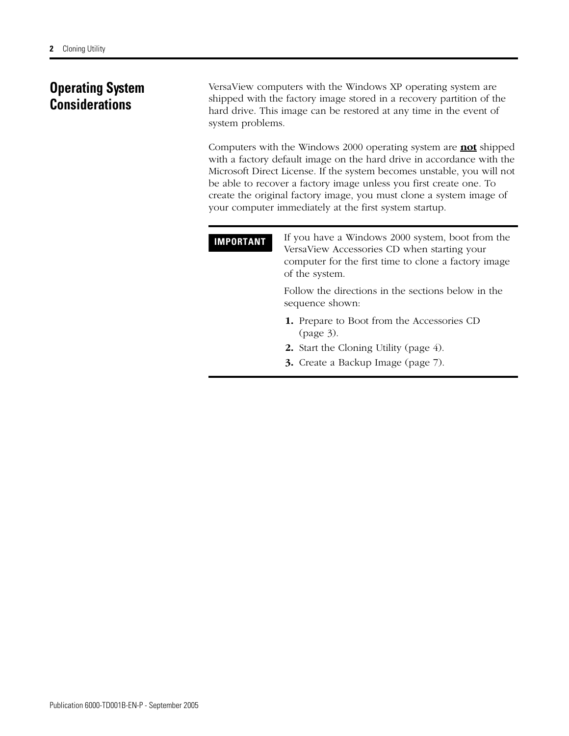## Operating System Considerations

VersaView computers with the Windows XP operating system are shipped with the factory image stored in a recovery partition of the hard drive. This image can be restored at any time in the event of system problems.

Computers with the Windows 2000 operating system are **not** shipped with a factory default image on the hard drive in accordance with the Microsoft Direct License. If the system becomes unstable, you will not be able to recover a factory image unless you first create one. To create the original factory image, you must clone a system image of your computer immediately at the first system startup.

**IMPORTANT**

If you have a Windows 2000 system, boot from the VersaView Accessories CD when starting your computer for the first time to clone a factory image of the system.

Follow the directions in the sections below in the sequence shown:

1. Prepare to Boot from the Accessories CD (page 3).
2. Start the Cloning Utility (page 4).
3. Create a Backup Image (page 7).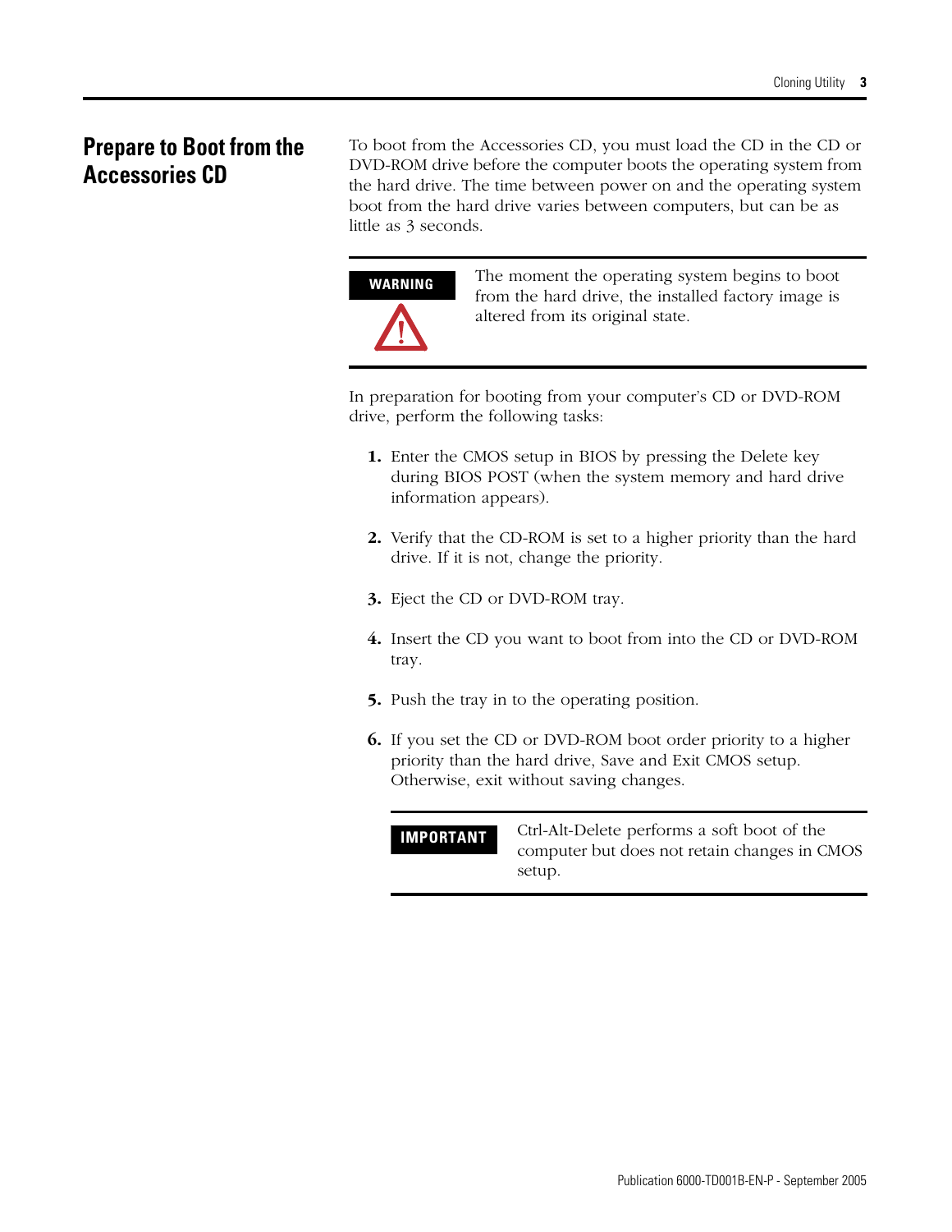## Prepare to Boot from the Accessories CD

To boot from the Accessories CD, you must load the CD in the CD or DVD-ROM drive before the computer boots the operating system from the hard drive. The time between power on and the operating system boot from the hard drive varies between computers, but can be as little as 3 seconds.

**WARNING**

The moment the operating system begins to boot from the hard drive, the installed factory image is altered from its original state.

In preparation for booting from your computer's CD or DVD-ROM drive, perform the following tasks:

1. Enter the CMOS setup in BIOS by pressing the Delete key during BIOS POST (when the system memory and hard drive information appears).
2. Verify that the CD-ROM is set to a higher priority than the hard drive. If it is not, change the priority.
3. Eject the CD or DVD-ROM tray.
4. Insert the CD you want to boot from into the CD or DVD-ROM tray.
5. Push the tray in to the operating position.
6. If you set the CD or DVD-ROM boot order priority to a higher priority than the hard drive, Save and Exit CMOS setup. Otherwise, exit without saving changes.

**IMPORTANT**

Ctrl-Alt-Delete performs a soft boot of the computer but does not retain changes in CMOS setup.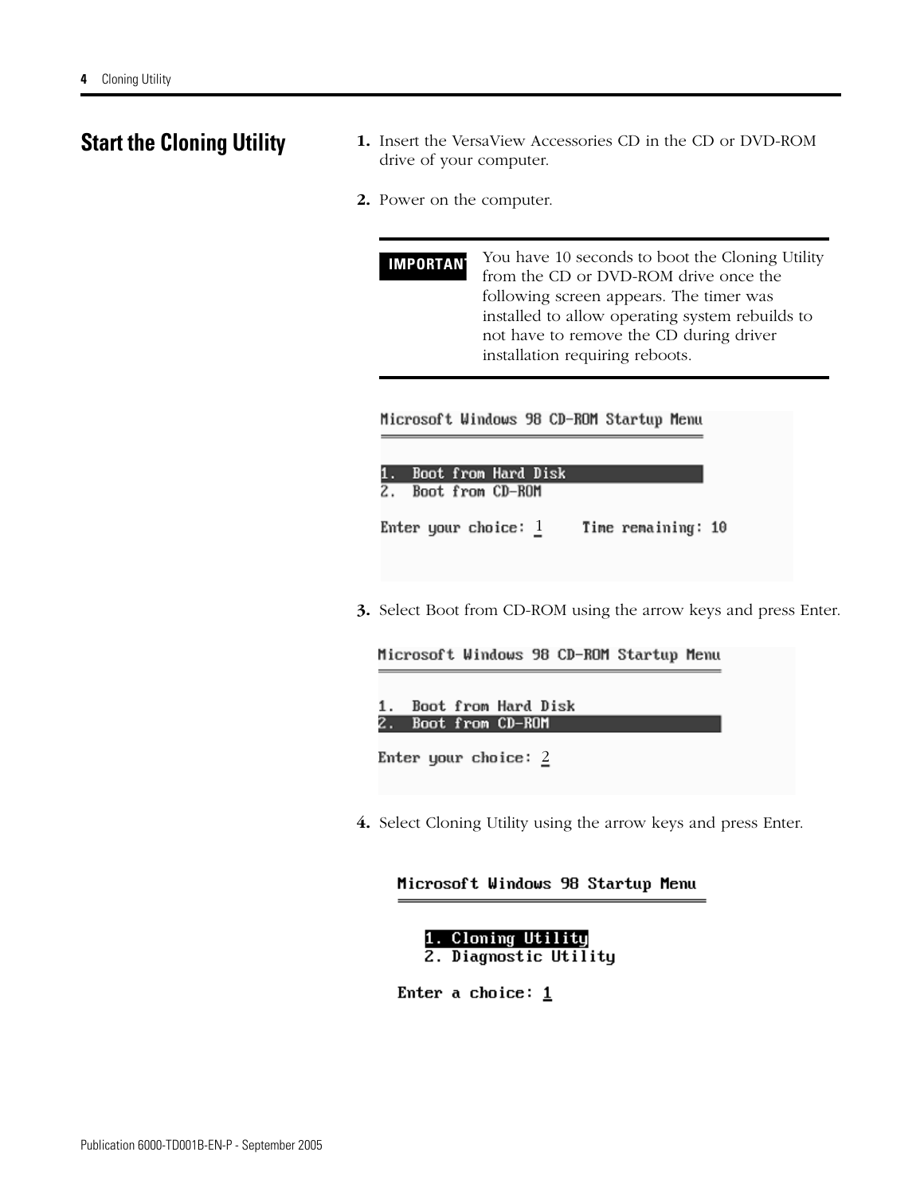## Start the Cloning Utility

1. Insert the VersaView Accessories CD in the CD or DVD-ROM drive of your computer.

2. Power on the computer.

**IMPORTANT** You have 10 seconds to boot the Cloning Utility from the CD or DVD-ROM drive once the following screen appears. The timer was installed to allow operating system rebuilds to not have to remove the CD during driver installation requiring reboots.

```
Microsoft Windows 98 CD-ROM Startup Menu
========================================

1.  Boot from Hard Disk
2.  Boot from CD-ROM

Enter your choice: 1     Time remaining: 10
```

3. Select Boot from CD-ROM using the arrow keys and press Enter.

```
Microsoft Windows 98 CD-ROM Startup Menu
========================================

1.  Boot from Hard Disk
2.  Boot from CD-ROM

Enter your choice: 2
```

4. Select Cloning Utility using the arrow keys and press Enter.

```
Microsoft Windows 98 Startup Menu
=================================

    1. Cloning Utility
    2. Diagnostic Utility

Enter a choice: 1
```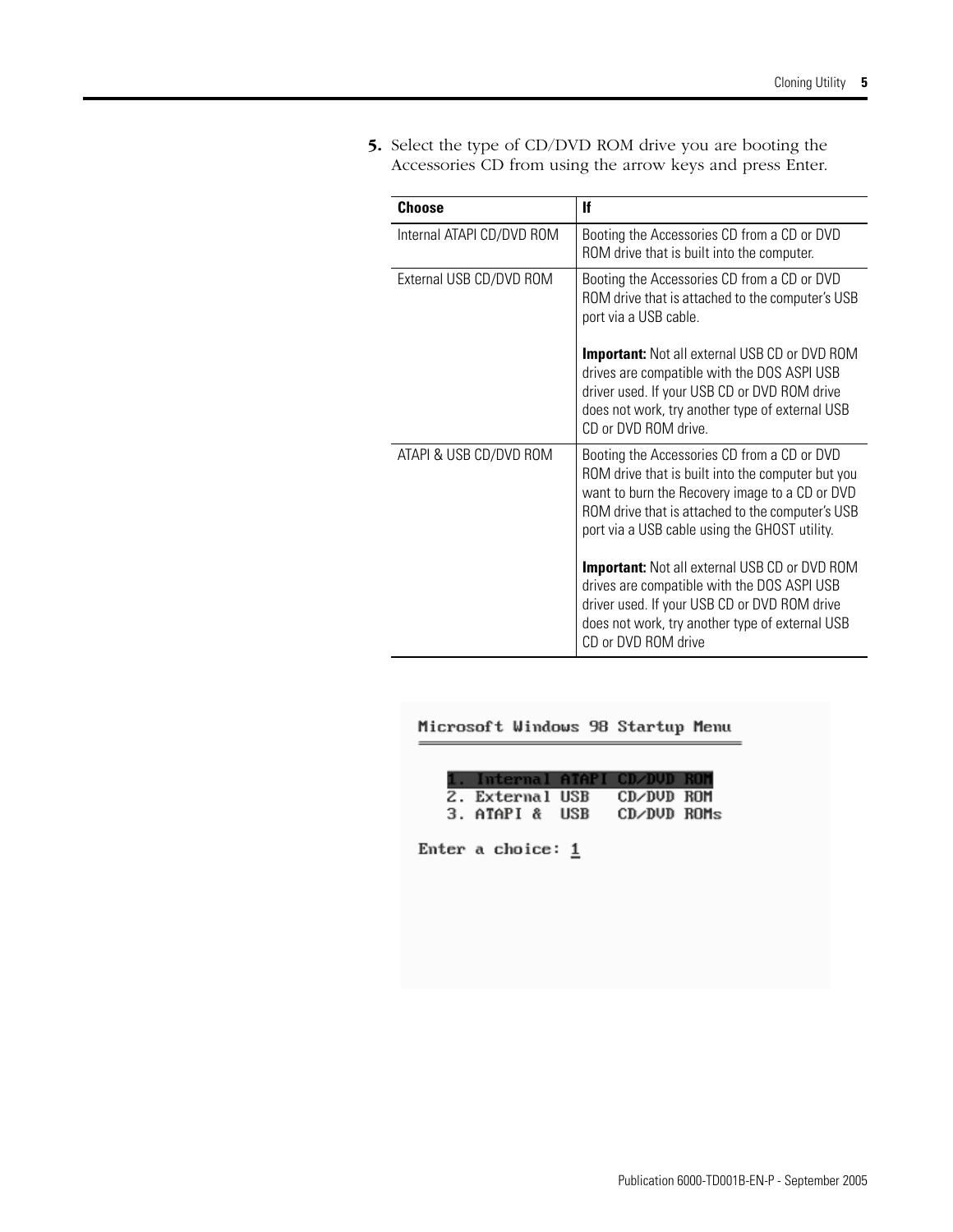5. Select the type of CD/DVD ROM drive you are booting the Accessories CD from using the arrow keys and press Enter.

| Choose | If |
|---|---|
| Internal ATAPI CD/DVD ROM | Booting the Accessories CD from a CD or DVD ROM drive that is built into the computer. |
| External USB CD/DVD ROM | Booting the Accessories CD from a CD or DVD ROM drive that is attached to the computer's USB port via a USB cable.<br><br>**Important:** Not all external USB CD or DVD ROM drives are compatible with the DOS ASPI USB driver used. If your USB CD or DVD ROM drive does not work, try another type of external USB CD or DVD ROM drive. |
| ATAPI & USB CD/DVD ROM | Booting the Accessories CD from a CD or DVD ROM drive that is built into the computer but you want to burn the Recovery image to a CD or DVD ROM drive that is attached to the computer's USB port via a USB cable using the GHOST utility.<br><br>**Important:** Not all external USB CD or DVD ROM drives are compatible with the DOS ASPI USB driver used. If your USB CD or DVD ROM drive does not work, try another type of external USB CD or DVD ROM drive |

```
Microsoft Windows 98 Startup Menu
=================================

   1. Internal ATAPI CD/DVD ROM
   2. External USB   CD/DVD ROM
   3. ATAPI &  USB   CD/DVD ROMs

Enter a choice: 1
```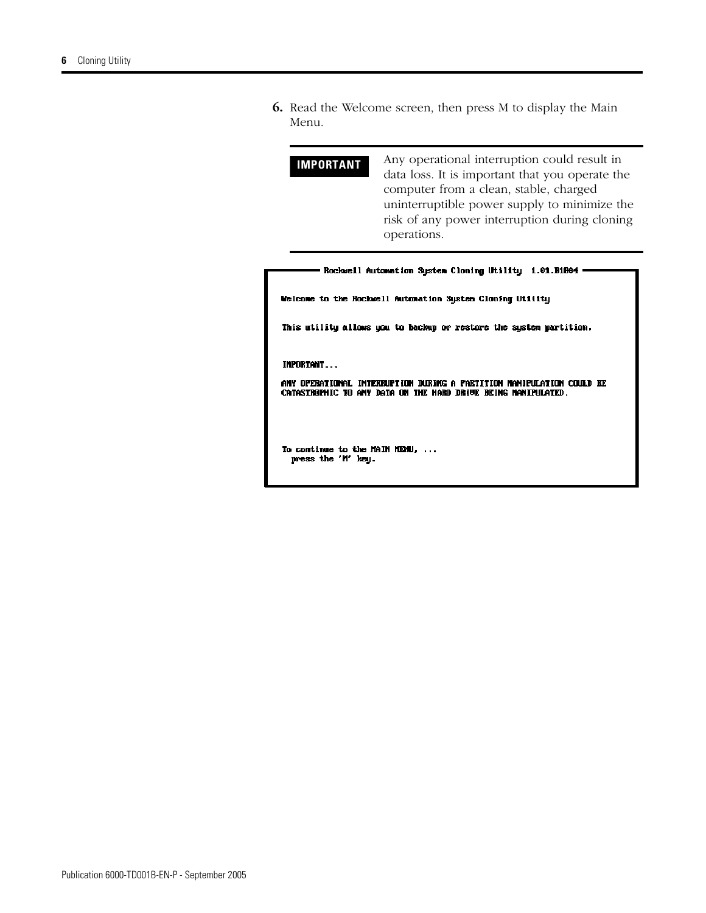6. Read the Welcome screen, then press M to display the Main Menu.

> **IMPORTANT** Any operational interruption could result in data loss. It is important that you operate the computer from a clean, stable, charged uninterruptible power supply to minimize the risk of any power interruption during cloning operations.

```
Rockwell Automation System Cloning Utility  1.01.B1604

Welcome to the Rockwell Automation System Cloning Utility

This utility allows you to backup or restore the system partition.

IMPORTANT...

ANY OPERATIONAL INTERRUPTION DURING A PARTITION MANIPULATION COULD BE
CATASTROPHIC TO ANY DATA ON THE HARD DRIVE BEING MANIPULATED.

To continue to the MAIN MENU, ...
  press the 'M' key.
```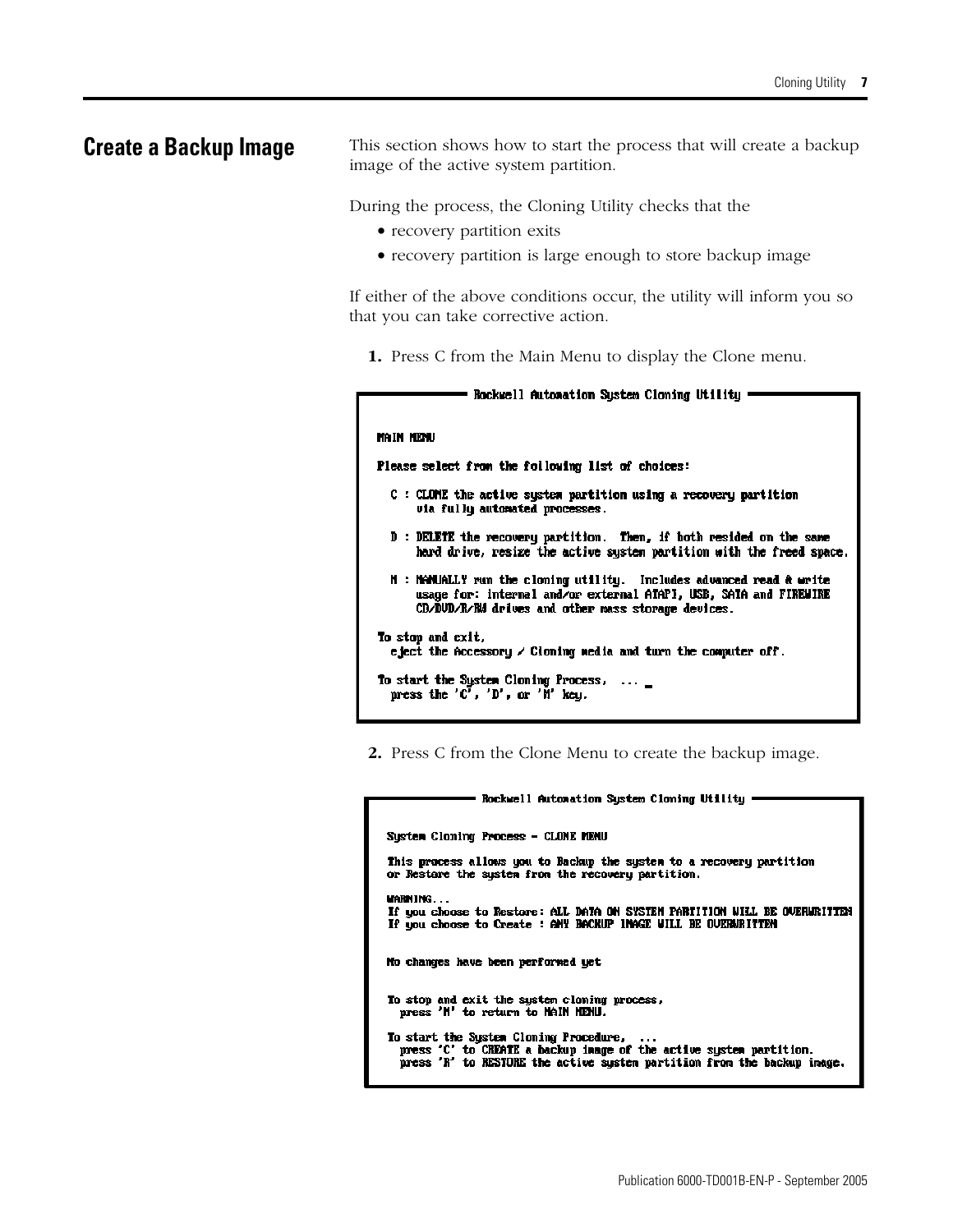# Create a Backup Image

This section shows how to start the process that will create a backup image of the active system partition.

During the process, the Cloning Utility checks that the

- recovery partition exits
- recovery partition is large enough to store backup image

If either of the above conditions occur, the utility will inform you so that you can take corrective action.

1. Press C from the Main Menu to display the Clone menu.

```
Rockwell Automation System Cloning Utility

MAIN MENU

Please select from the following list of choices:

  C : CLONE the active system partition using a recovery partition
      via fully automated processes.

  D : DELETE the recovery partition.  Then, if both resided on the same
      hard drive, resize the active system partition with the freed space.

  M : MANUALLY run the cloning utility.  Includes advanced read & write
      usage for: internal and/or external ATAPI, USB, SATA and FIREWIRE
      CD/DVD/R/RW drives and other mass storage devices.

To stop and exit,
  eject the Accessory / Cloning media and turn the computer off.

To start the System Cloning Process,  ... _
  press the 'C', 'D', or 'M' key.
```

2. Press C from the Clone Menu to create the backup image.

```
Rockwell Automation System Cloning Utility

System Cloning Process - CLONE MENU

This process allows you to Backup the system to a recovery partition
or Restore the system from the recovery partition.

WARNING...
If you choose to Restore: ALL DATA ON SYSTEM PARTITION WILL BE OVERWRITTEN
If you choose to Create : ANY BACKUP IMAGE WILL BE OVERWRITTEN


No changes have been performed yet


To stop and exit the system cloning process,
  press 'M' to return to MAIN MENU.

To start the System Cloning Procedure,  ...
  press 'C' to CREATE a backup image of the active system partition.
  press 'R' to RESTORE the active system partition from the backup image.
```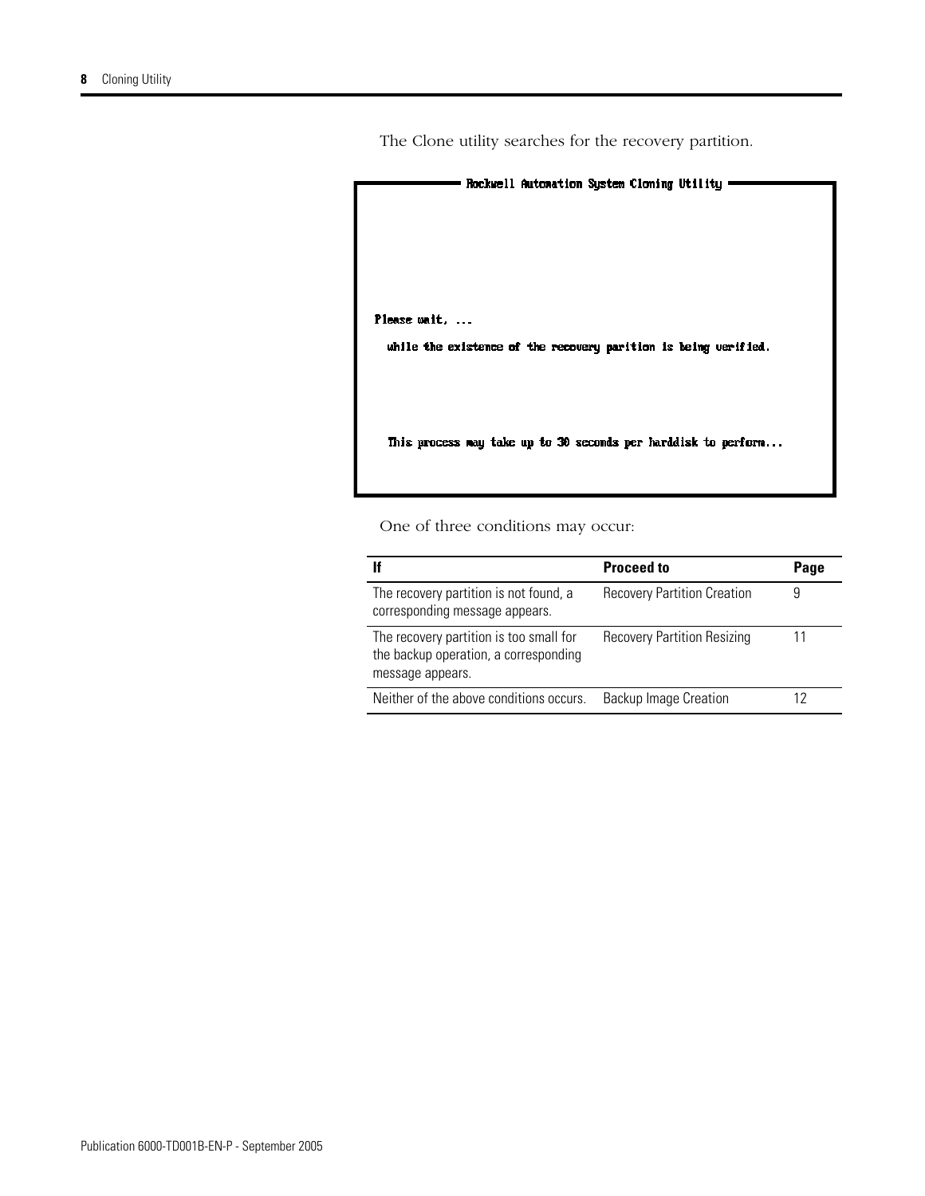The Clone utility searches for the recovery partition.

```
Rockwell Automation System Cloning Utility

Please wait, ...

  while the existence of the recovery parition is being verified.

  This process may take up to 30 seconds per harddisk to perform...
```

One of three conditions may occur:

| If | Proceed to | Page |
|---|---|---|
| The recovery partition is not found, a corresponding message appears. | Recovery Partition Creation | 9 |
| The recovery partition is too small for the backup operation, a corresponding message appears. | Recovery Partition Resizing | 11 |
| Neither of the above conditions occurs. | Backup Image Creation | 12 |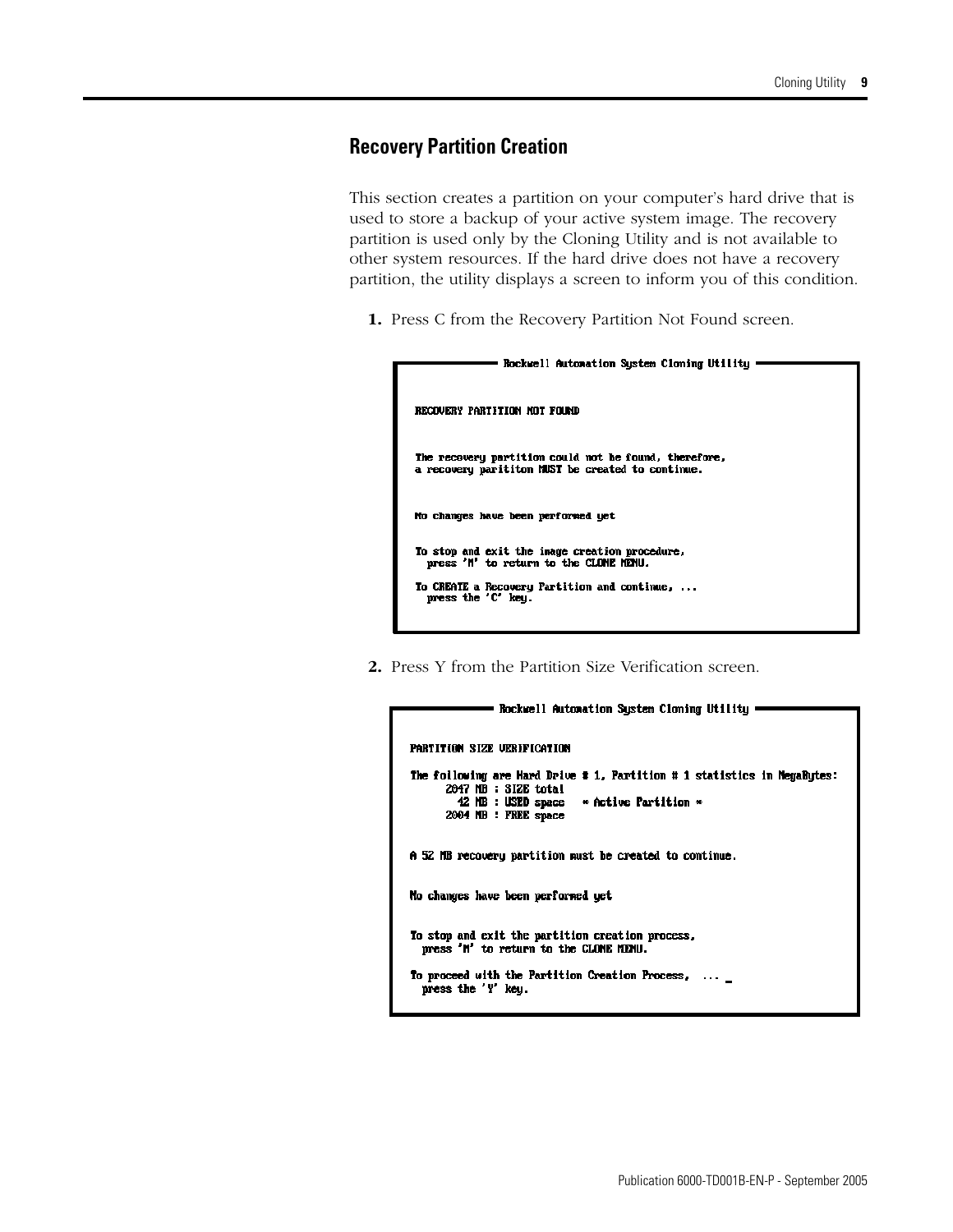## Recovery Partition Creation

This section creates a partition on your computer's hard drive that is used to store a backup of your active system image. The recovery partition is used only by the Cloning Utility and is not available to other system resources. If the hard drive does not have a recovery partition, the utility displays a screen to inform you of this condition.

1. Press C from the Recovery Partition Not Found screen.

```
Rockwell Automation System Cloning Utility

RECOVERY PARTITION NOT FOUND

The recovery partition could not be found, therefore,
a recovery paritiiton MUST be created to continue.

No changes have been performed yet

To stop and exit the image creation procedure,
  press 'M' to return to the CLONE MENU.

To CREATE a Recovery Partition and continue, ...
  press the 'C' key.
```

2. Press Y from the Partition Size Verification screen.

```
Rockwell Automation System Cloning Utility

PARTITION SIZE VERIFICATION

The following are Hard Drive # 1, Partition # 1 statistics in MegaBytes:
      2047 MB : SIZE total
        42 MB : USED space    * Active Partition *
      2004 MB : FREE space

A 52 MB recovery partition must be created to continue.

No changes have been performed yet

To stop and exit the partition creation process,
  press 'M' to return to the CLONE MENU.

To proceed with the Partition Creation Process,  ... _
  press the 'Y' key.
```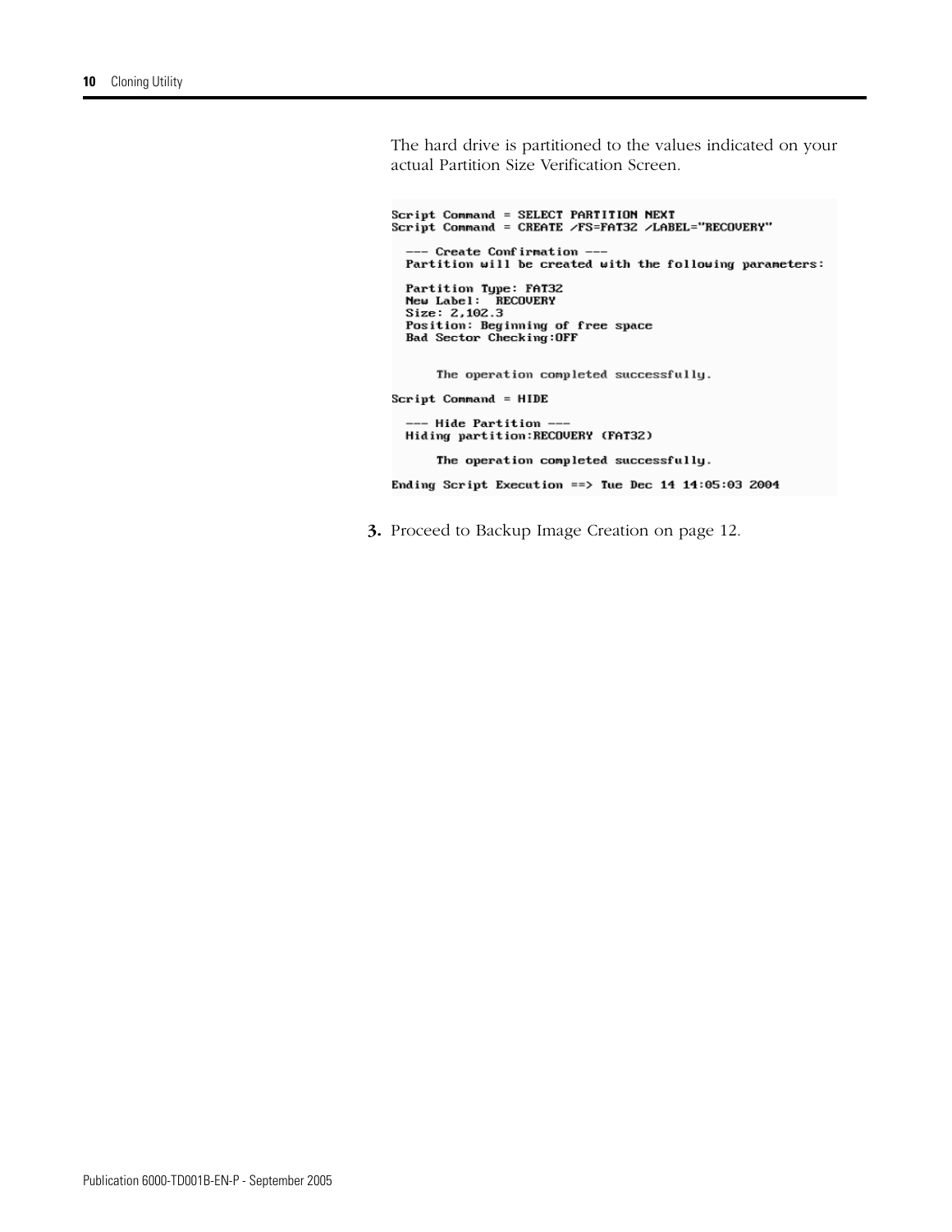The hard drive is partitioned to the values indicated on your actual Partition Size Verification Screen.

```
Script Command = SELECT PARTITION NEXT
Script Command = CREATE /FS=FAT32 /LABEL="RECOVERY"

  --- Create Confirmation ---
  Partition will be created with the following parameters:

  Partition Type: FAT32
  New Label:  RECOVERY
  Size: 2,102.3
  Position: Beginning of free space
  Bad Sector Checking:OFF


       The operation completed successfully.

Script Command = HIDE

  --- Hide Partition ---
  Hiding partition:RECOVERY (FAT32)

       The operation completed successfully.

Ending Script Execution ==> Tue Dec 14 14:05:03 2004
```

**3.** Proceed to Backup Image Creation on page 12.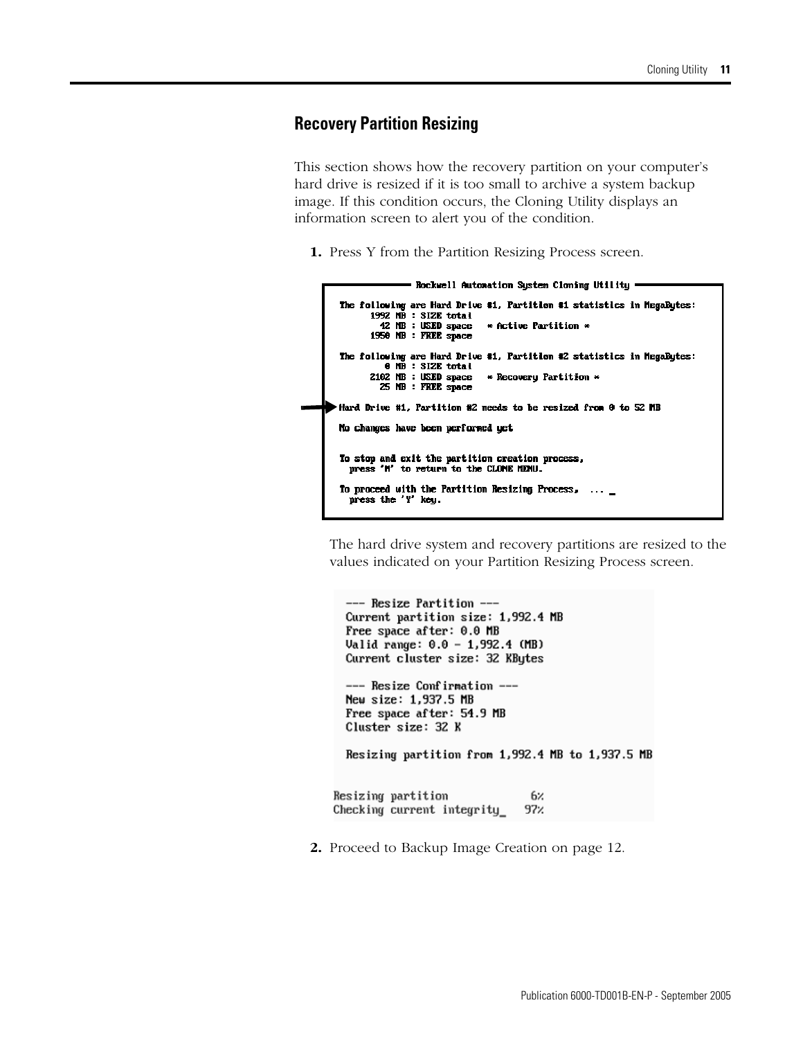## Recovery Partition Resizing

This section shows how the recovery partition on your computer's hard drive is resized if it is too small to archive a system backup image. If this condition occurs, the Cloning Utility displays an information screen to alert you of the condition.

1. Press Y from the Partition Resizing Process screen.

```
Rockwell Automation System Cloning Utility

The following are Hard Drive #1, Partition #1 statistics in MegaBytes:
      1992 MB : SIZE total
        42 MB : USED space    * Active Partition *
      1950 MB : FREE space

The following are Hard Drive #1, Partition #2 statistics in MegaBytes:
         0 MB : SIZE total
      2102 MB : USED space    * Recovery Partition *
        25 MB : FREE space

Hard Drive #1, Partition #2 needs to be resized from 0 to 52 MB

No changes have been performed yet


To stop and exit the partition creation process,
  press 'N' to return to the CLONE MENU.

To proceed with the Partition Resizing Process,  ... _
  press the 'Y' key.
```

The hard drive system and recovery partitions are resized to the values indicated on your Partition Resizing Process screen.

```
--- Resize Partition ---
Current partition size: 1,992.4 MB
Free space after: 0.0 MB
Valid range: 0.0 - 1,992.4 (MB)
Current cluster size: 32 KBytes

--- Resize Confirmation ---
New size: 1,937.5 MB
Free space after: 54.9 MB
Cluster size: 32 K

Resizing partition from 1,992.4 MB to 1,937.5 MB


Resizing partition            6%
Checking current integrity_   97%
```

2. Proceed to Backup Image Creation on page 12.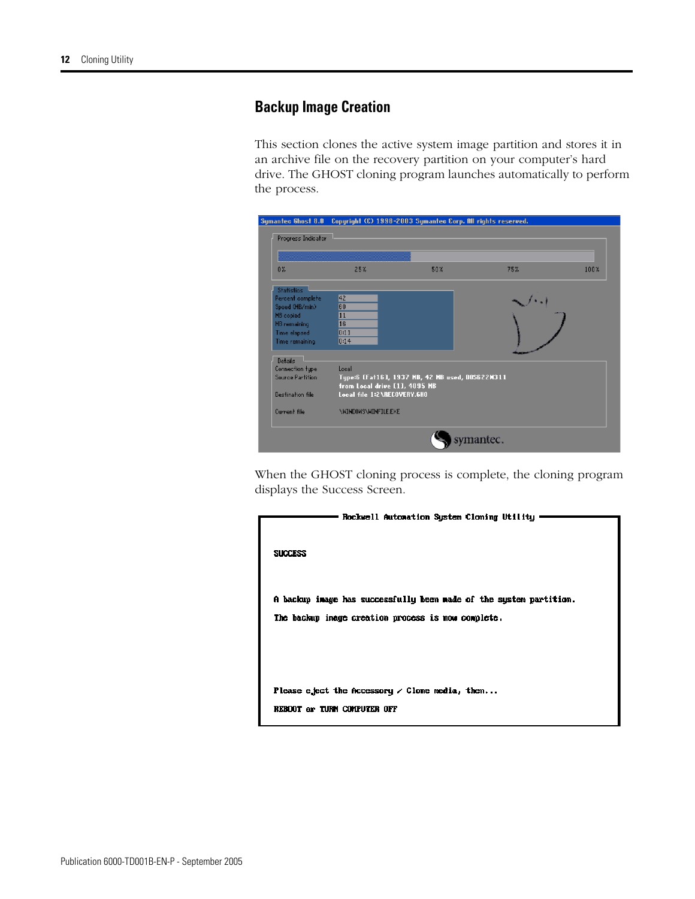## Backup Image Creation

This section clones the active system image partition and stores it in an archive file on the recovery partition on your computer's hard drive. The GHOST cloning program launches automatically to perform the process.

When the GHOST cloning process is complete, the cloning program displays the Success Screen.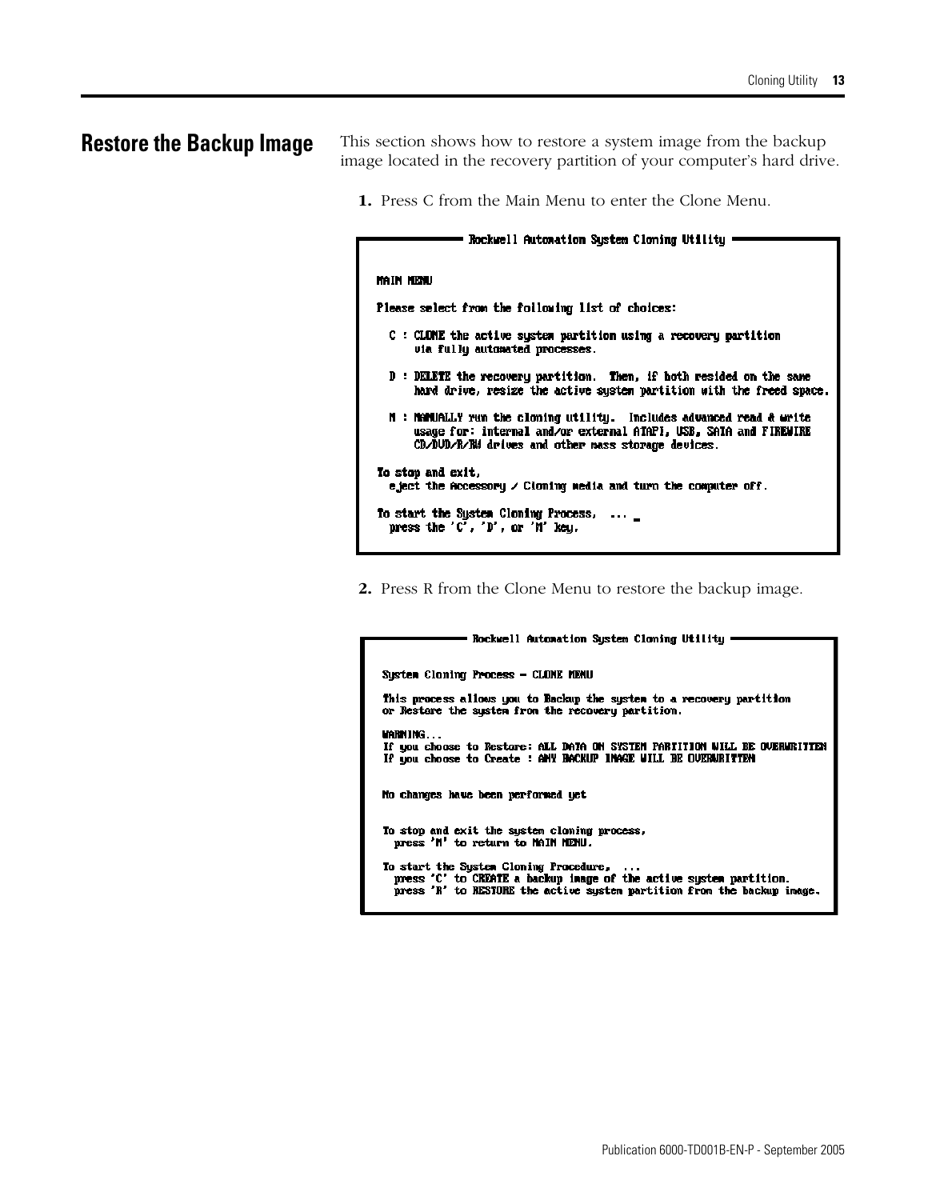## Restore the Backup Image

This section shows how to restore a system image from the backup image located in the recovery partition of your computer's hard drive.

1. Press C from the Main Menu to enter the Clone Menu.

```
Rockwell Automation System Cloning Utility

MAIN MENU

Please select from the following list of choices:

  C : CLONE the active system partition using a recovery partition
      via fully automated processes.

  D : DELETE the recovery partition.  Then, if both resided on the same
      hard drive, resize the active system partition with the freed space.

  M : MANUALLY run the cloning utility.  Includes advanced read & write
      usage for: internal and/or external ATAPI, USB, SATA and FIREWIRE
      CD/DVD/R/RW drives and other mass storage devices.

To stop and exit,
  eject the Accessory / Cloning media and turn the computer off.

To start the System Cloning Process,  ... _
  press the 'C', 'D', or 'M' key.
```

2. Press R from the Clone Menu to restore the backup image.

```
Rockwell Automation System Cloning Utility

System Cloning Process - CLONE MENU

This process allows you to Backup the system to a recovery partition
or Restore the system from the recovery partition.

WARNING...
If you choose to Restore: ALL DATA ON SYSTEM PARTITION WILL BE OVERWRITTEN
If you choose to Create : ANY BACKUP IMAGE WILL BE OVERWRITTEN

No changes have been performed yet

To stop and exit the system cloning process,
  press 'M' to return to MAIN MENU.

To start the System Cloning Procedure,  ...
  press 'C' to CREATE a backup image of the active system partition.
  press 'R' to RESTORE the active system partition from the backup image.
```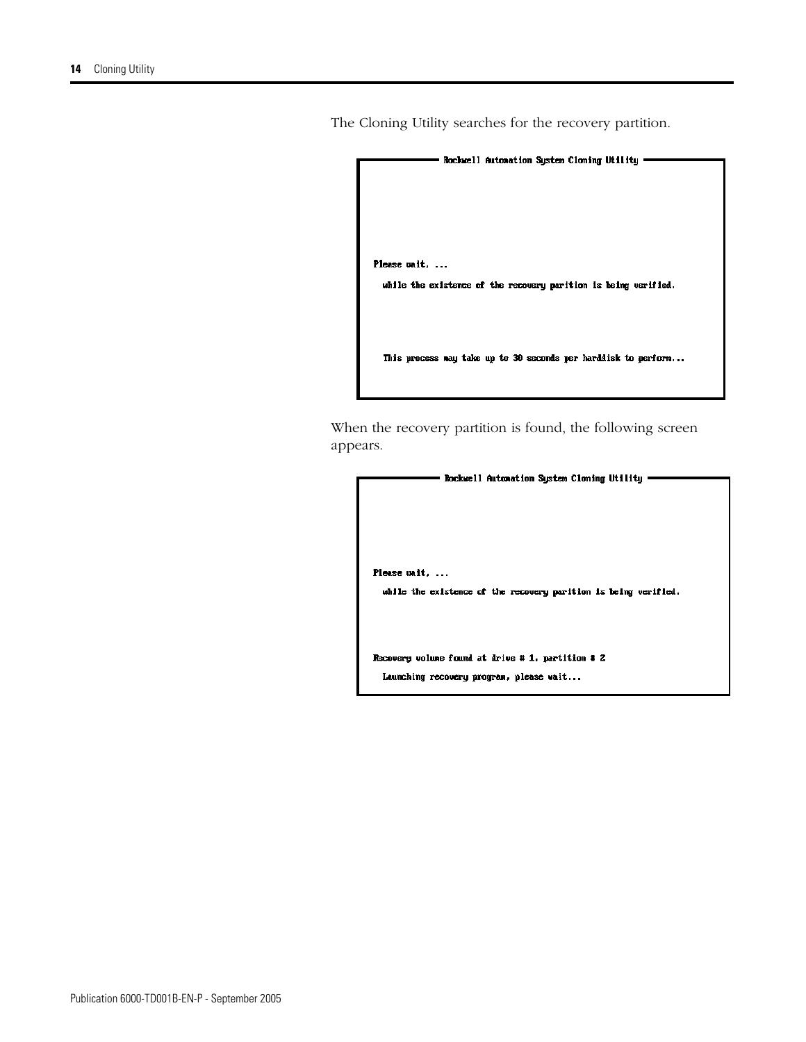The Cloning Utility searches for the recovery partition.

```
Rockwell Automation System Cloning Utility

Please wait, ...
  while the existence of the recovery parition is being verified.

  This process may take up to 30 seconds per harddisk to perform...
```

When the recovery partition is found, the following screen appears.

```
Rockwell Automation System Cloning Utility

Please wait, ...
  while the existence of the recovery parition is being verified.

Recovery volume found at drive # 1, partition # 2
  Launching recovery program, please wait...
```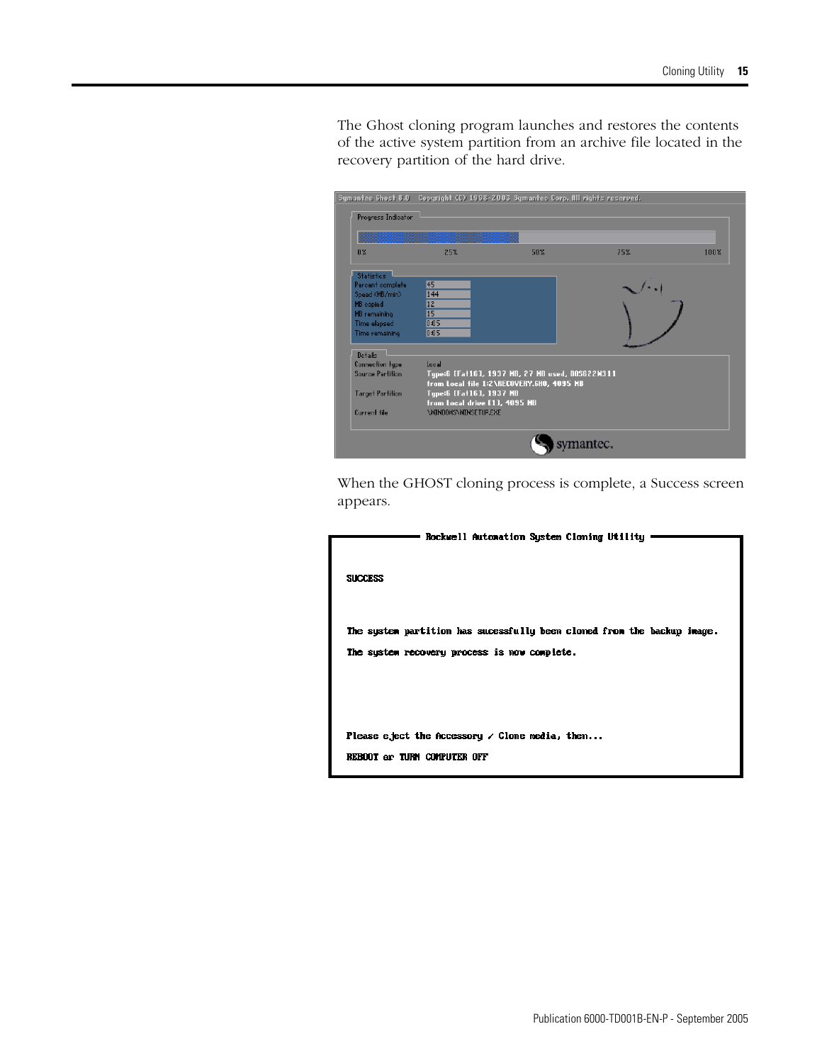The Ghost cloning program launches and restores the contents of the active system partition from an archive file located in the recovery partition of the hard drive.

When the GHOST cloning process is complete, a Success screen appears.

```
Rockwell Automation System Cloning Utility

SUCCESS

The system partition has sucessfully been cloned from the backup image.

The system recovery process is now complete.

Please eject the Accessory / Clone media, then...

REBOOT or TURN COMPUTER OFF
```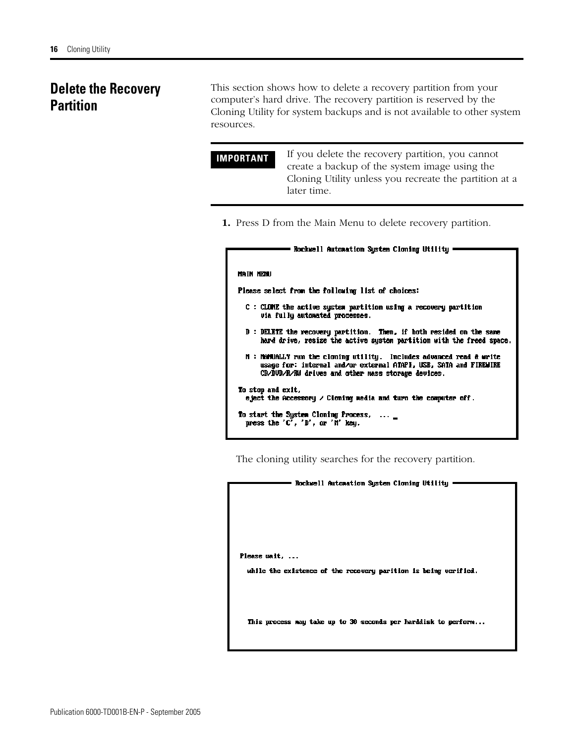## Delete the Recovery Partition

This section shows how to delete a recovery partition from your computer's hard drive. The recovery partition is reserved by the Cloning Utility for system backups and is not available to other system resources.

| IMPORTANT | If you delete the recovery partition, you cannot create a backup of the system image using the Cloning Utility unless you recreate the partition at a later time. |
| --- | --- |

1. Press D from the Main Menu to delete recovery partition.

```
Rockwell Automation System Cloning Utility

MAIN MENU

Please select from the following list of choices:

  C : CLONE the active system partition using a recovery partition
      via fully automated processes.

  D : DELETE the recovery partition.  Then, if both resided on the same
      hard drive, resize the active system partition with the freed space.

  M : MANUALLY run the cloning utility.  Includes advanced read & write
      usage for: internal and/or external ATAPI, USB, SATA and FIREWIRE
      CD/DVD/R/RW drives and other mass storage devices.

To stop and exit,
  eject the Accessory / Cloning media and turn the computer off.

To start the System Cloning Process,  ... _
  press the 'C', 'D', or 'M' key.
```

The cloning utility searches for the recovery partition.

```
Rockwell Automation System Cloning Utility

Please wait, ...

  while the existence of the recovery parition is being verified.

  This process may take up to 30 seconds per harddisk to perform...
```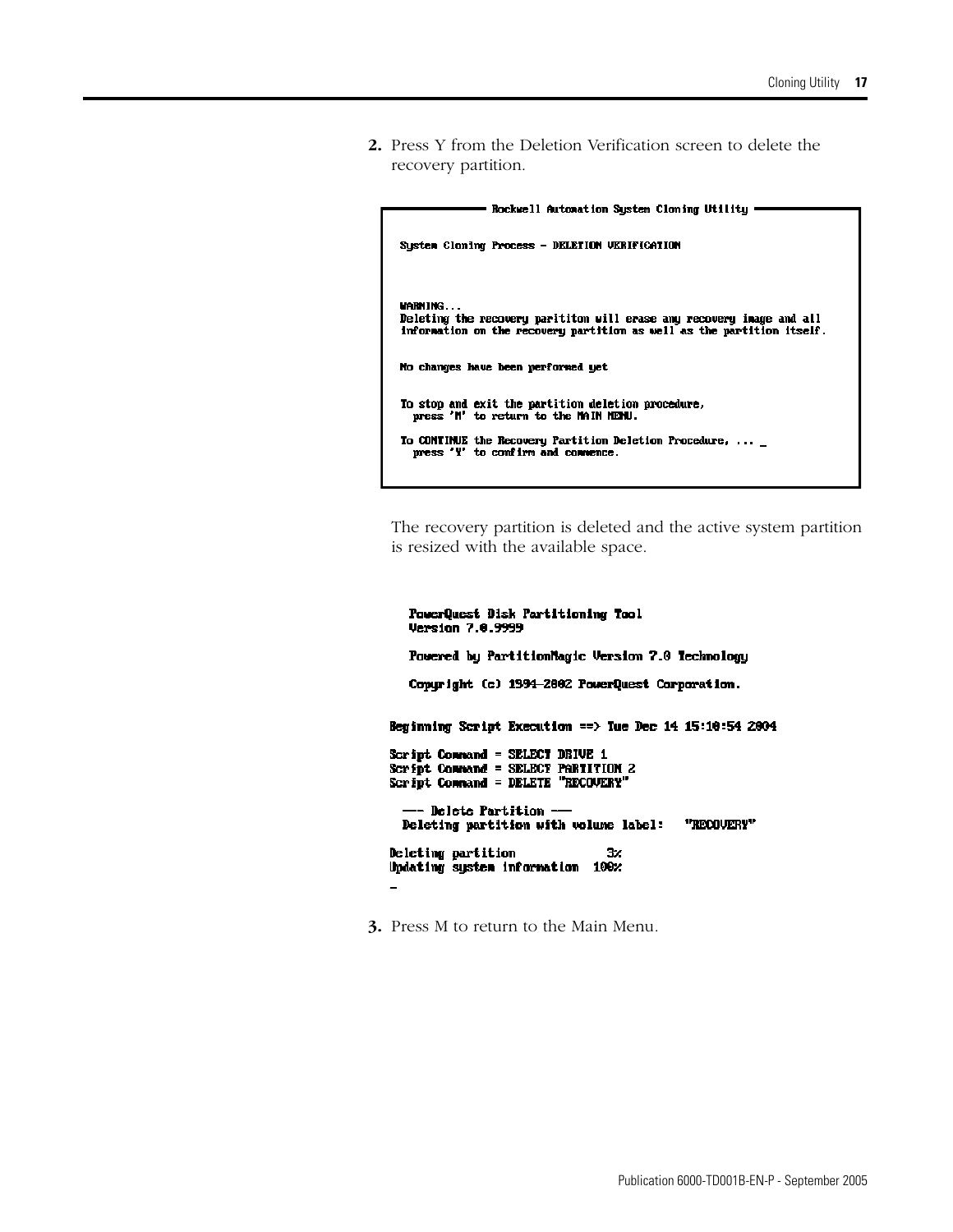2. Press Y from the Deletion Verification screen to delete the recovery partition.

```
Rockwell Automation System Cloning Utility

System Cloning Process - DELETION VERIFICATION



WARNING...
Deleting the recovery parititon will erase any recovery image and all
information on the recovery partition as well as the partition itself.


No changes have been performed yet


To stop and exit the partition deletion procedure,
  press 'M' to return to the MAIN MENU.

To CONTINUE the Recovery Partition Deletion Procedure, ... _
  press 'Y' to confirm and commence.
```

The recovery partition is deleted and the active system partition is resized with the available space.

```
  PowerQuest Disk Partitioning Tool
  Version 7.0.9999

  Powered by PartitionMagic Version 7.0 Technology

  Copyright (c) 1994-2002 PowerQuest Corporation.


Beginning Script Execution ==> Tue Dec 14 15:10:54 2004

Script Command = SELECT DRIVE 1
Script Command = SELECT PARTITION 2
Script Command = DELETE "RECOVERY"

  --- Delete Partition ---
  Deleting partition with volume label:   "RECOVERY"

Deleting partition           3%
Updating system information  100%
_
```

3. Press M to return to the Main Menu.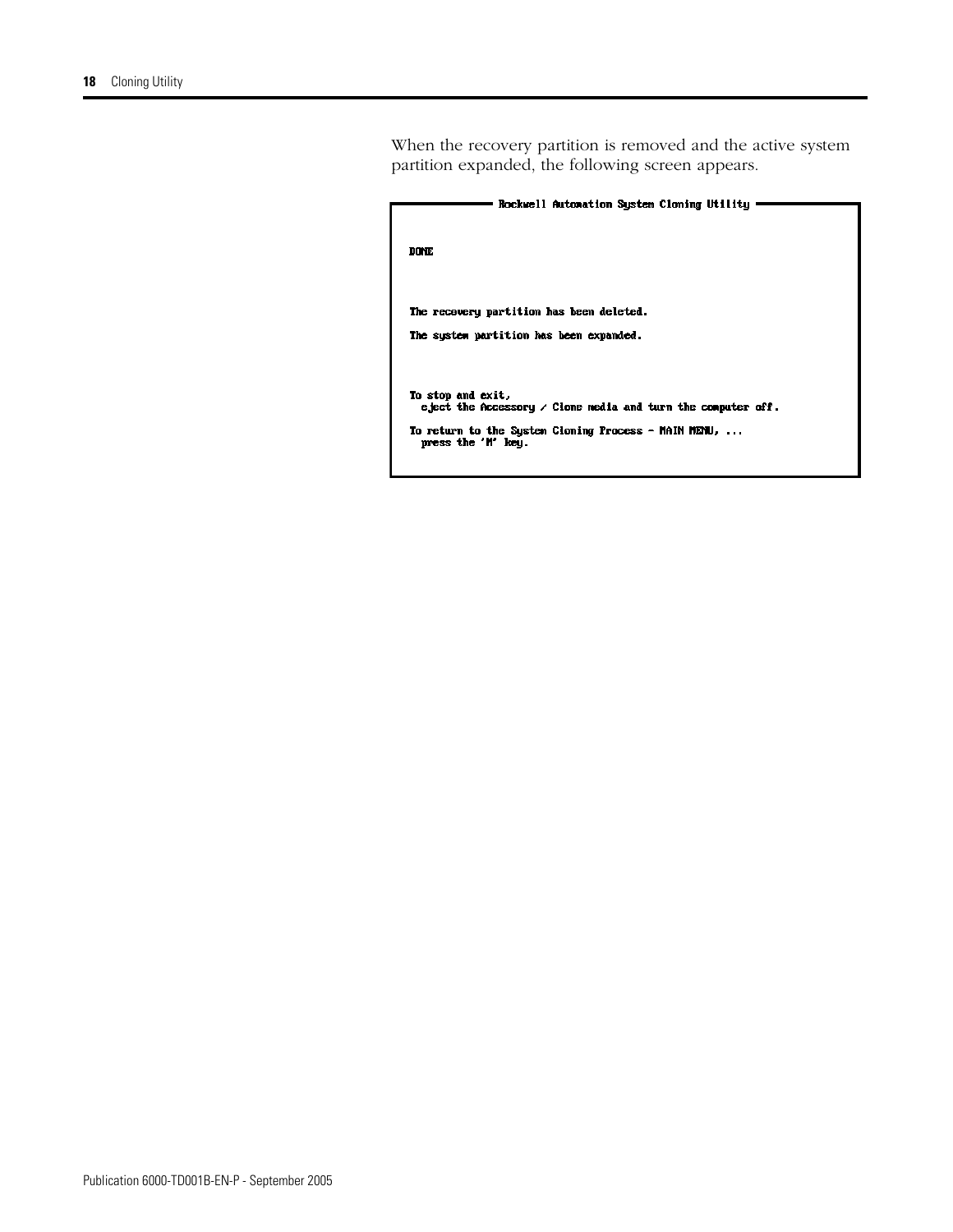When the recovery partition is removed and the active system partition expanded, the following screen appears.

```
Rockwell Automation System Cloning Utility

DONE

The recovery partition has been deleted.

The system partition has been expanded.

To stop and exit,
  eject the Accessory / Clone media and turn the computer off.

To return to the System Cloning Process - MAIN MENU, ...
  press the 'M' key.
```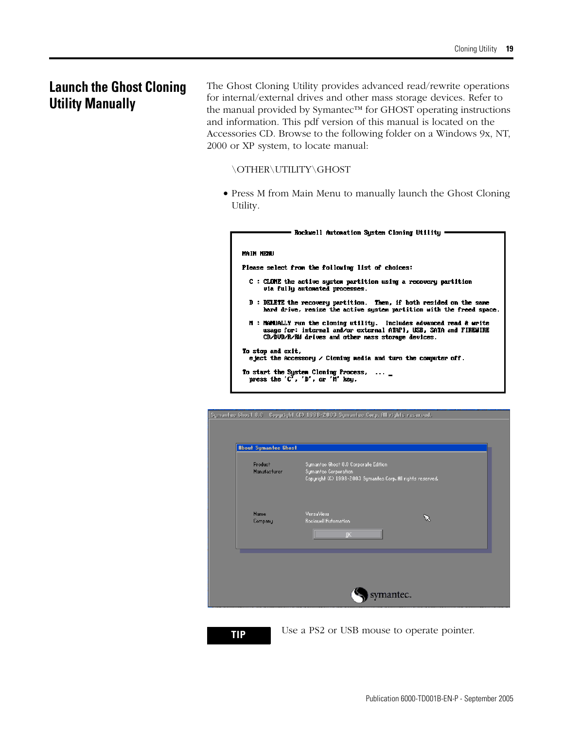## Launch the Ghost Cloning Utility Manually

The Ghost Cloning Utility provides advanced read/rewrite operations for internal/external drives and other mass storage devices. Refer to the manual provided by Symantec™ for GHOST operating instructions and information. This pdf version of this manual is located on the Accessories CD. Browse to the following folder on a Windows 9x, NT, 2000 or XP system, to locate manual:

\OTHER\UTILITY\GHOST

- Press M from Main Menu to manually launch the Ghost Cloning Utility.

```
Rockwell Automation System Cloning Utility

MAIN MENU

Please select from the following list of choices:

  C : CLONE the active system partition using a recovery partition
      via fully automated processes.

  D : DELETE the recovery partition.  Then, if both resided on the same
      hard drive, resize the active system partition with the freed space.

  M : MANUALLY run the cloning utility.  Includes advanced read & write
      usage for: internal and/or external ATAPI, USB, SATA and FIREWIRE
      CD/DVD/R/RW drives and other mass storage devices.

To stop and exit,
  eject the Accessory / Cloning media and turn the computer off.

To start the System Cloning Process,  ...
  press the 'C', 'D', or 'M' key.
```

```
Symantec Ghost 8.0   Copyright (C) 1998-2003 Symantec Corp. All rights reserved.

About Symantec Ghost

Product        Symantec Ghost 8.0 Corporate Edition
Manufacturer   Symantec Corporation
               Copyright (C) 1998-2003 Symantec Corp. All rights reserved.

Name           VersaView
Company        Rockwell Automation

                     OK

symantec.
```

**TIP** Use a PS2 or USB mouse to operate pointer.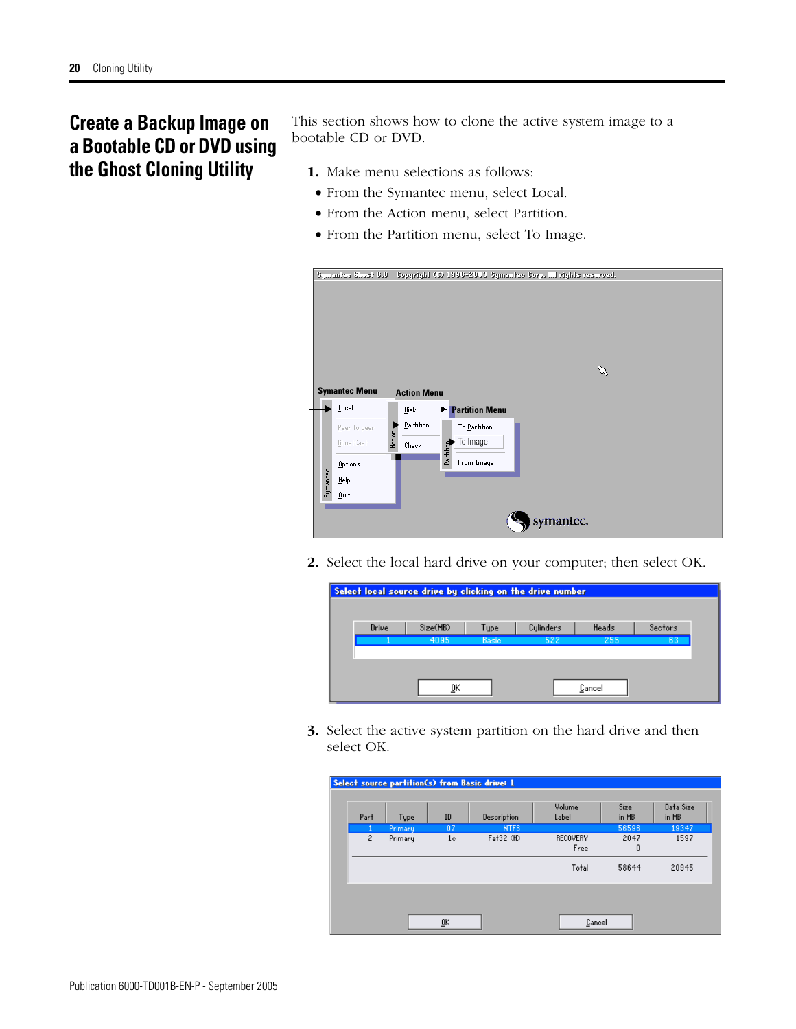## Create a Backup Image on a Bootable CD or DVD using the Ghost Cloning Utility

This section shows how to clone the active system image to a bootable CD or DVD.

1. Make menu selections as follows:
   - From the Symantec menu, select Local.
   - From the Action menu, select Partition.
   - From the Partition menu, select To Image.

2. Select the local hard drive on your computer; then select OK.

3. Select the active system partition on the hard drive and then select OK.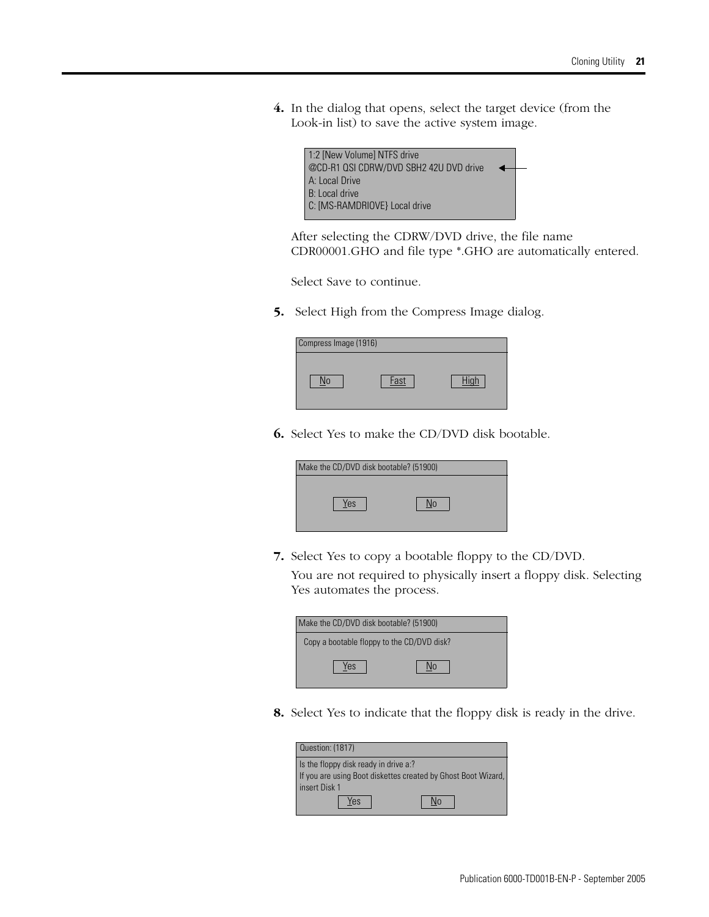4. In the dialog that opens, select the target device (from the Look-in list) to save the active system image.

```
1:2 [New Volume] NTFS drive
@CD-R1 QSI CDRW/DVD SBH2 42U DVD drive   <----
A: Local Drive
B: Local drive
C: [MS-RAMDRIOVE} Local drive
```

   After selecting the CDRW/DVD drive, the file name CDR00001.GHO and file type *.GHO are automatically entered.

   Select Save to continue.

5. Select High from the Compress Image dialog.

```
Compress Image (1916)

   No        Fast        High
```

6. Select Yes to make the CD/DVD disk bootable.

```
Make the CD/DVD disk bootable? (51900)

   Yes        No
```

7. Select Yes to copy a bootable floppy to the CD/DVD.

   You are not required to physically insert a floppy disk. Selecting Yes automates the process.

```
Make the CD/DVD disk bootable? (51900)
Copy a bootable floppy to the CD/DVD disk?

   Yes        No
```

8. Select Yes to indicate that the floppy disk is ready in the drive.

```
Question: (1817)
Is the floppy disk ready in drive a:?
If you are using Boot diskettes created by Ghost Boot Wizard,
insert Disk 1

   Yes        No
```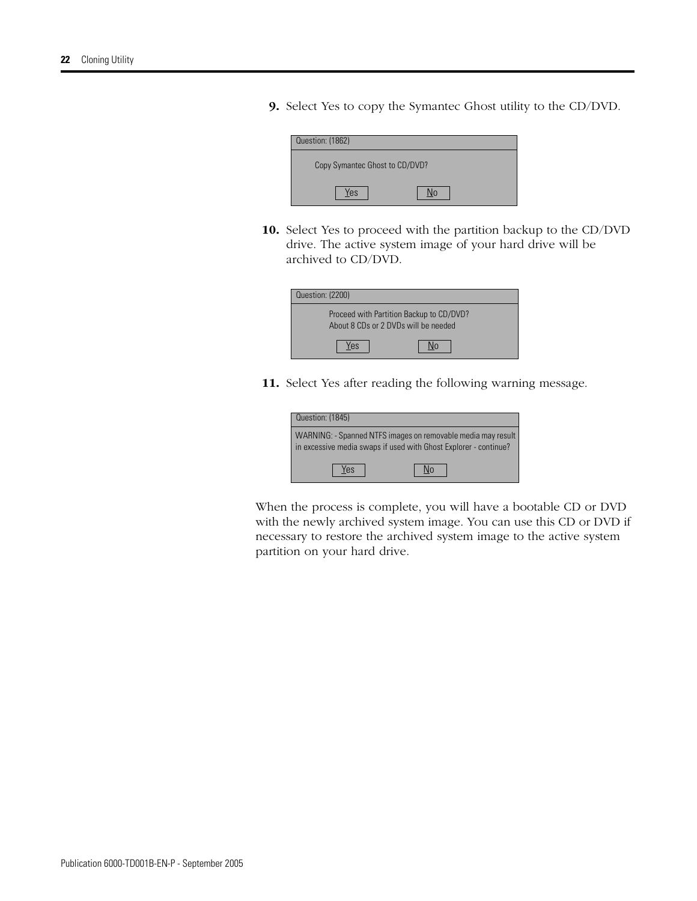9. Select Yes to copy the Symantec Ghost utility to the CD/DVD.

| Question: (1862) |
| --- |
| Copy Symantec Ghost to CD/DVD? |
| Yes    No |

10. Select Yes to proceed with the partition backup to the CD/DVD drive. The active system image of your hard drive will be archived to CD/DVD.

| Question: (2200) |
| --- |
| Proceed with Partition Backup to CD/DVD?<br>About 8 CDs or 2 DVDs will be needed |
| Yes    No |

11. Select Yes after reading the following warning message.

| Question: (1845) |
| --- |
| WARNING: - Spanned NTFS images on removable media may result in excessive media swaps if used with Ghost Explorer - continue? |
| Yes    No |

When the process is complete, you will have a bootable CD or DVD with the newly archived system image. You can use this CD or DVD if necessary to restore the archived system image to the active system partition on your hard drive.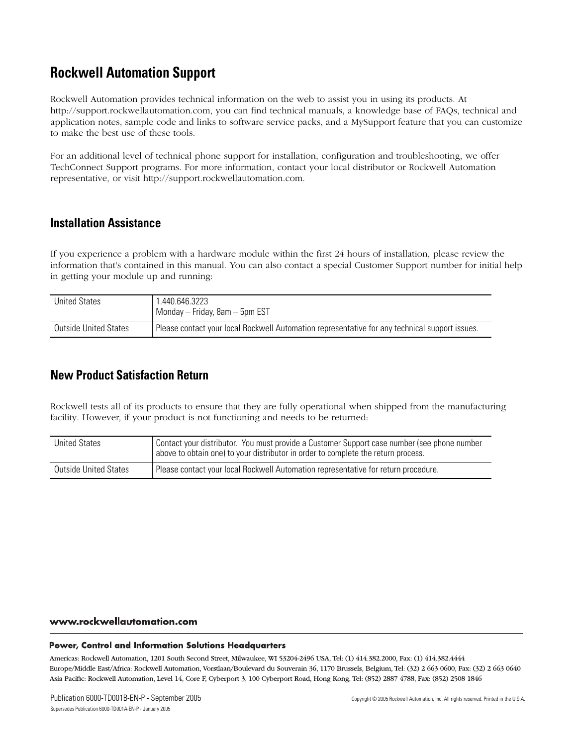## Rockwell Automation Support

Rockwell Automation provides technical information on the web to assist you in using its products. At http://support.rockwellautomation.com, you can find technical manuals, a knowledge base of FAQs, technical and application notes, sample code and links to software service packs, and a MySupport feature that you can customize to make the best use of these tools.

For an additional level of technical phone support for installation, configuration and troubleshooting, we offer TechConnect Support programs. For more information, contact your local distributor or Rockwell Automation representative, or visit http://support.rockwellautomation.com.

## Installation Assistance

If you experience a problem with a hardware module within the first 24 hours of installation, please review the information that's contained in this manual. You can also contact a special Customer Support number for initial help in getting your module up and running:

| | |
|---|---|
| United States | 1.440.646.3223<br>Monday – Friday, 8am – 5pm EST |
| Outside United States | Please contact your local Rockwell Automation representative for any technical support issues. |

## New Product Satisfaction Return

Rockwell tests all of its products to ensure that they are fully operational when shipped from the manufacturing facility. However, if your product is not functioning and needs to be returned:

| | |
|---|---|
| United States | Contact your distributor. You must provide a Customer Support case number (see phone number above to obtain one) to your distributor in order to complete the return process. |
| Outside United States | Please contact your local Rockwell Automation representative for return procedure. |

**www.rockwellautomation.com**

**Power, Control and Information Solutions Headquarters**

Americas: Rockwell Automation, 1201 South Second Street, Milwaukee, WI 53204-2496 USA, Tel: (1) 414.382.2000, Fax: (1) 414.382.4444
Europe/Middle East/Africa: Rockwell Automation, Vorstlaan/Boulevard du Souverain 36, 1170 Brussels, Belgium, Tel: (32) 2 663 0600, Fax: (32) 2 663 0640
Asia Pacific: Rockwell Automation, Level 14, Core F, Cyberport 3, 100 Cyberport Road, Hong Kong, Tel: (852) 2887 4788, Fax: (852) 2508 1846

Publication 6000-TD001B-EN-P - September 2005
Supersedes Publication 6000-TD001A-EN-P - January 2005

Copyright © 2005 Rockwell Automation, Inc. All rights reserved. Printed in the U.S.A.